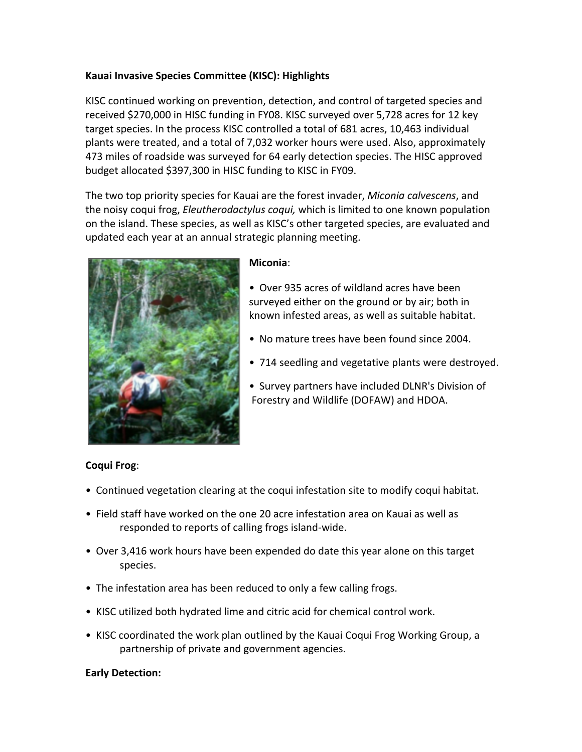**Kauai Invasive Species Committee (KISC): Highlights**

KISC continued working on prevention, detection, and control of targeted species and received $270,000 in HISC funding in FY08. KISC surveyed over 5,728 acres for 12 key target species. In the process KISC controlled a total of 681 acres, 10,463 individual plants were treated, and a total of 7,032 worker hours were used. Also, approximately 473 miles of roadside was surveyed for 64 early detection species. The HISC approved budget allocated $397,300 in HISC funding to KISC in FY09.

The two top priority species for Kauai are the forest invader, *Miconia calvescens*, and the noisy coqui frog, *Eleutherodactylus coqui,* which is limited to one known population on the island. These species, as well as KISC's other targeted species, are evaluated and updated each year at an annual strategic planning meeting.

**Miconia**:

- Over 935 acres of wildland acres have been surveyed either on the ground or by air; both in known infested areas, as well as suitable habitat.
- No mature trees have been found since 2004.
- 714 seedling and vegetative plants were destroyed.
- Survey partners have included DLNR's Division of Forestry and Wildlife (DOFAW) and HDOA.

**Coqui Frog**:

- Continued vegetation clearing at the coqui infestation site to modify coqui habitat.
- Field staff have worked on the one 20 acre infestation area on Kauai as well as responded to reports of calling frogs island-wide.
- Over 3,416 work hours have been expended do date this year alone on this target species.
- The infestation area has been reduced to only a few calling frogs.
- KISC utilized both hydrated lime and citric acid for chemical control work.
- KISC coordinated the work plan outlined by the Kauai Coqui Frog Working Group, a partnership of private and government agencies.

**Early Detection:**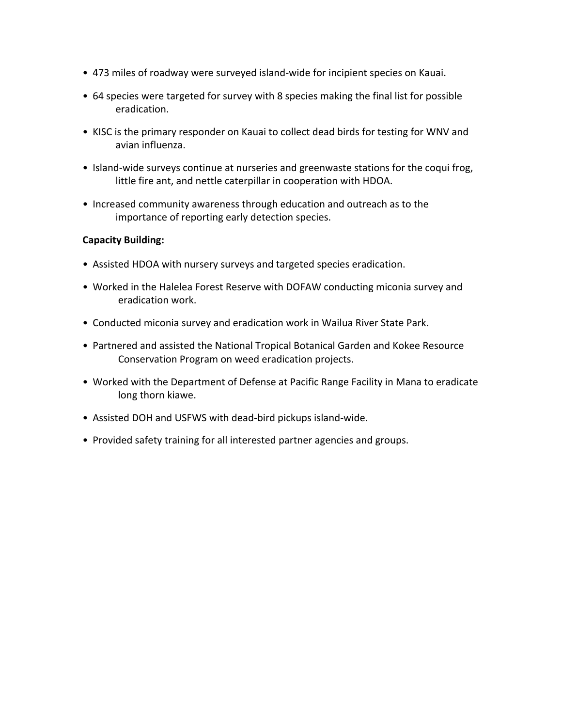- 473 miles of roadway were surveyed island-wide for incipient species on Kauai.
- 64 species were targeted for survey with 8 species making the final list for possible eradication.
- KISC is the primary responder on Kauai to collect dead birds for testing for WNV and avian influenza.
- Island-wide surveys continue at nurseries and greenwaste stations for the coqui frog, little fire ant, and nettle caterpillar in cooperation with HDOA.
- Increased community awareness through education and outreach as to the importance of reporting early detection species.

**Capacity Building:**

- Assisted HDOA with nursery surveys and targeted species eradication.
- Worked in the Halelea Forest Reserve with DOFAW conducting miconia survey and eradication work.
- Conducted miconia survey and eradication work in Wailua River State Park.
- Partnered and assisted the National Tropical Botanical Garden and Kokee Resource Conservation Program on weed eradication projects.
- Worked with the Department of Defense at Pacific Range Facility in Mana to eradicate long thorn kiawe.
- Assisted DOH and USFWS with dead-bird pickups island-wide.
- Provided safety training for all interested partner agencies and groups.